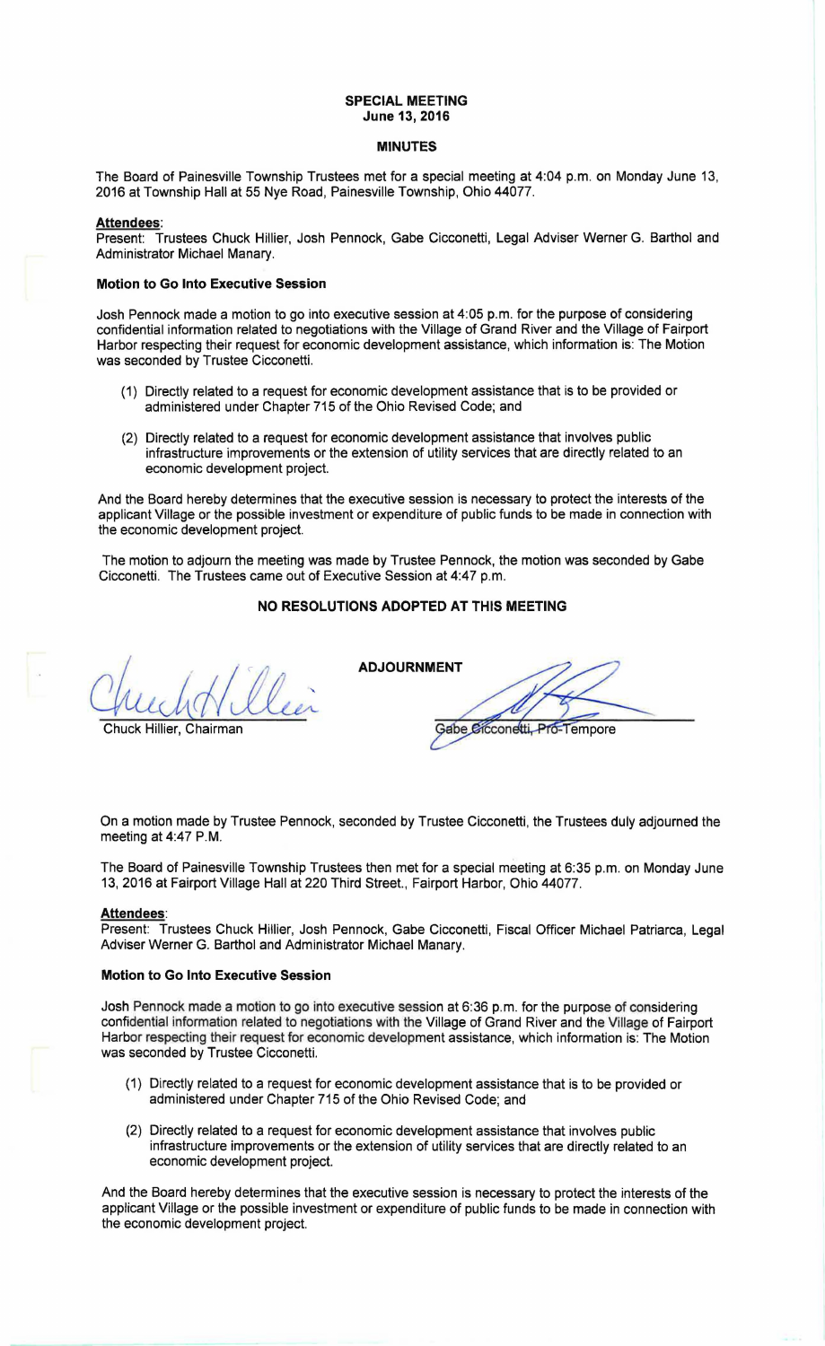**SPECIAL MEETING**
**June 13, 2016**

**MINUTES**

The Board of Painesville Township Trustees met for a special meeting at 4:04 p.m. on Monday June 13, 2016 at Township Hall at 55 Nye Road, Painesville Township, Ohio 44077.

**Attendees:**
Present: Trustees Chuck Hillier, Josh Pennock, Gabe Cicconetti, Legal Adviser Werner G. Barthol and Administrator Michael Manary.

**Motion to Go Into Executive Session**

Josh Pennock made a motion to go into executive session at 4:05 p.m. for the purpose of considering confidential information related to negotiations with the Village of Grand River and the Village of Fairport Harbor respecting their request for economic development assistance, which information is: The Motion was seconded by Trustee Cicconetti.

(1) Directly related to a request for economic development assistance that is to be provided or administered under Chapter 715 of the Ohio Revised Code; and

(2) Directly related to a request for economic development assistance that involves public infrastructure improvements or the extension of utility services that are directly related to an economic development project.

And the Board hereby determines that the executive session is necessary to protect the interests of the applicant Village or the possible investment or expenditure of public funds to be made in connection with the economic development project.

The motion to adjourn the meeting was made by Trustee Pennock, the motion was seconded by Gabe Cicconetti. The Trustees came out of Executive Session at 4:47 p.m.

**NO RESOLUTIONS ADOPTED AT THIS MEETING**

**ADJOURNMENT**

Chuck Hillier, Chairman

Gabe Cicconetti, Pro-Tempore

On a motion made by Trustee Pennock, seconded by Trustee Cicconetti, the Trustees duly adjourned the meeting at 4:47 P.M.

The Board of Painesville Township Trustees then met for a special meeting at 6:35 p.m. on Monday June 13, 2016 at Fairport Village Hall at 220 Third Street., Fairport Harbor, Ohio 44077.

**Attendees:**
Present: Trustees Chuck Hillier, Josh Pennock, Gabe Cicconetti, Fiscal Officer Michael Patriarca, Legal Adviser Werner G. Barthol and Administrator Michael Manary.

**Motion to Go Into Executive Session**

Josh Pennock made a motion to go into executive session at 6:36 p.m. for the purpose of considering confidential information related to negotiations with the Village of Grand River and the Village of Fairport Harbor respecting their request for economic development assistance, which information is: The Motion was seconded by Trustee Cicconetti.

(1) Directly related to a request for economic development assistance that is to be provided or administered under Chapter 715 of the Ohio Revised Code; and

(2) Directly related to a request for economic development assistance that involves public infrastructure improvements or the extension of utility services that are directly related to an economic development project.

And the Board hereby determines that the executive session is necessary to protect the interests of the applicant Village or the possible investment or expenditure of public funds to be made in connection with the economic development project.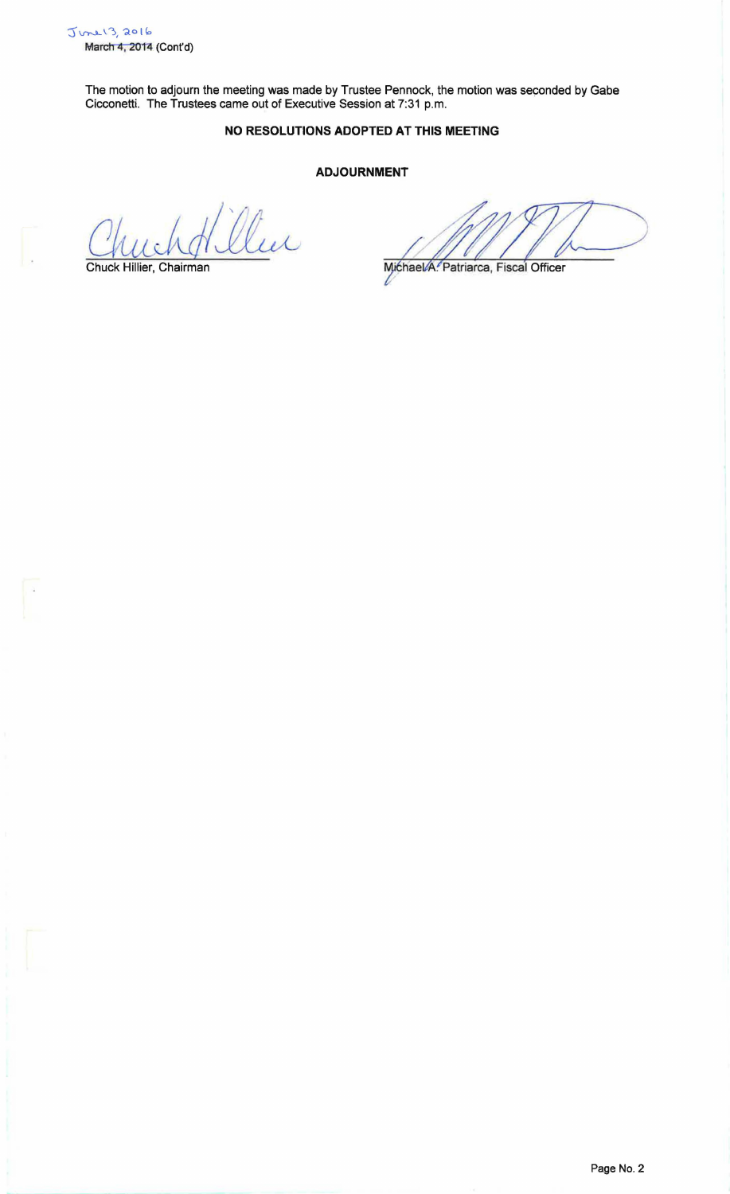June 13, 2016
~~March 4, 2014~~ (Cont'd)

The motion to adjourn the meeting was made by Trustee Pennock, the motion was seconded by Gabe Cicconetti. The Trustees came out of Executive Session at 7:31 p.m.

**NO RESOLUTIONS ADOPTED AT THIS MEETING**

**ADJOURNMENT**

Chuck Hillier, Chairman

Michael A. Patriarca, Fiscal Officer